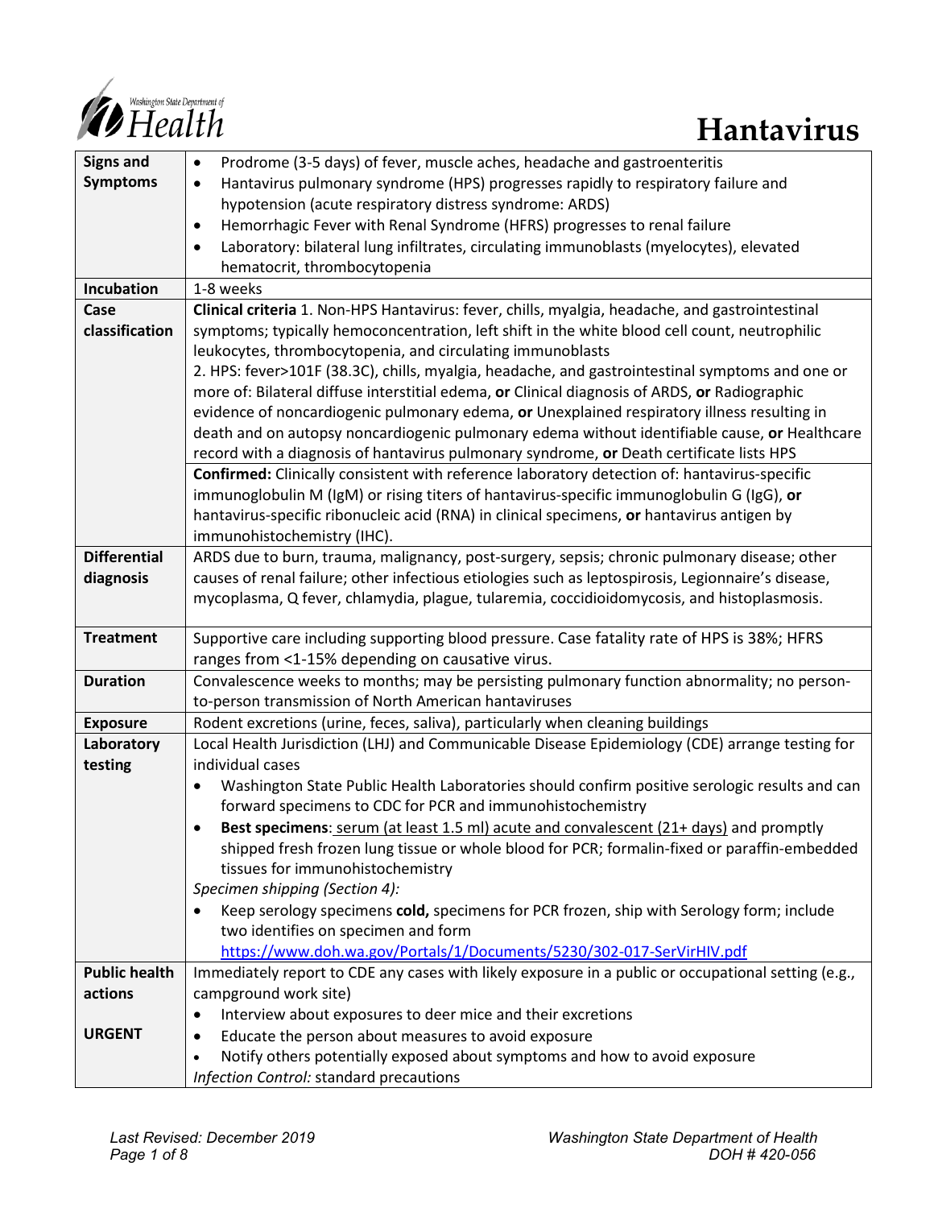# Hantavirus

| | |
|---|---|
| **Signs and Symptoms** | • Prodrome (3-5 days) of fever, muscle aches, headache and gastroenteritis<br>• Hantavirus pulmonary syndrome (HPS) progresses rapidly to respiratory failure and hypotension (acute respiratory distress syndrome: ARDS)<br>• Hemorrhagic Fever with Renal Syndrome (HFRS) progresses to renal failure<br>• Laboratory: bilateral lung infiltrates, circulating immunoblasts (myelocytes), elevated hematocrit, thrombocytopenia |
| **Incubation** | 1-8 weeks |
| **Case classification** | **Clinical criteria** 1. Non-HPS Hantavirus: fever, chills, myalgia, headache, and gastrointestinal symptoms; typically hemoconcentration, left shift in the white blood cell count, neutrophilic leukocytes, thrombocytopenia, and circulating immunoblasts<br>2. HPS: fever>101F (38.3C), chills, myalgia, headache, and gastrointestinal symptoms and one or more of: Bilateral diffuse interstitial edema, **or** Clinical diagnosis of ARDS, **or** Radiographic evidence of noncardiogenic pulmonary edema, **or** Unexplained respiratory illness resulting in death and on autopsy noncardiogenic pulmonary edema without identifiable cause, **or** Healthcare record with a diagnosis of hantavirus pulmonary syndrome, **or** Death certificate lists HPS<br>**Confirmed:** Clinically consistent with reference laboratory detection of: hantavirus-specific immunoglobulin M (IgM) or rising titers of hantavirus-specific immunoglobulin G (IgG), **or** hantavirus-specific ribonucleic acid (RNA) in clinical specimens, **or** hantavirus antigen by immunohistochemistry (IHC). |
| **Differential diagnosis** | ARDS due to burn, trauma, malignancy, post-surgery, sepsis; chronic pulmonary disease; other causes of renal failure; other infectious etiologies such as leptospirosis, Legionnaire's disease, mycoplasma, Q fever, chlamydia, plague, tularemia, coccidioidomycosis, and histoplasmosis. |
| **Treatment** | Supportive care including supporting blood pressure. Case fatality rate of HPS is 38%; HFRS ranges from <1-15% depending on causative virus. |
| **Duration** | Convalescence weeks to months; may be persisting pulmonary function abnormality; no person-to-person transmission of North American hantaviruses |
| **Exposure** | Rodent excretions (urine, feces, saliva), particularly when cleaning buildings |
| **Laboratory testing** | Local Health Jurisdiction (LHJ) and Communicable Disease Epidemiology (CDE) arrange testing for individual cases<br>• Washington State Public Health Laboratories should confirm positive serologic results and can forward specimens to CDC for PCR and immunohistochemistry<br>• **Best specimens**: <u>serum (at least 1.5 ml) acute and convalescent (21+ days)</u> and promptly shipped fresh frozen lung tissue or whole blood for PCR; formalin-fixed or paraffin-embedded tissues for immunohistochemistry<br>*Specimen shipping (Section 4):*<br>• Keep serology specimens **cold,** specimens for PCR frozen, ship with Serology form; include two identifies on specimen and form https://www.doh.wa.gov/Portals/1/Documents/5230/302-017-SerVirHIV.pdf |
| **Public health actions**<br><br>**URGENT** | Immediately report to CDE any cases with likely exposure in a public or occupational setting (e.g., campground work site)<br>• Interview about exposures to deer mice and their excretions<br>• Educate the person about measures to avoid exposure<br>• Notify others potentially exposed about symptoms and how to avoid exposure<br>*Infection Control:* standard precautions |

*Last Revised: December 2019*

*Washington State Department of Health*
*DOH # 420-056*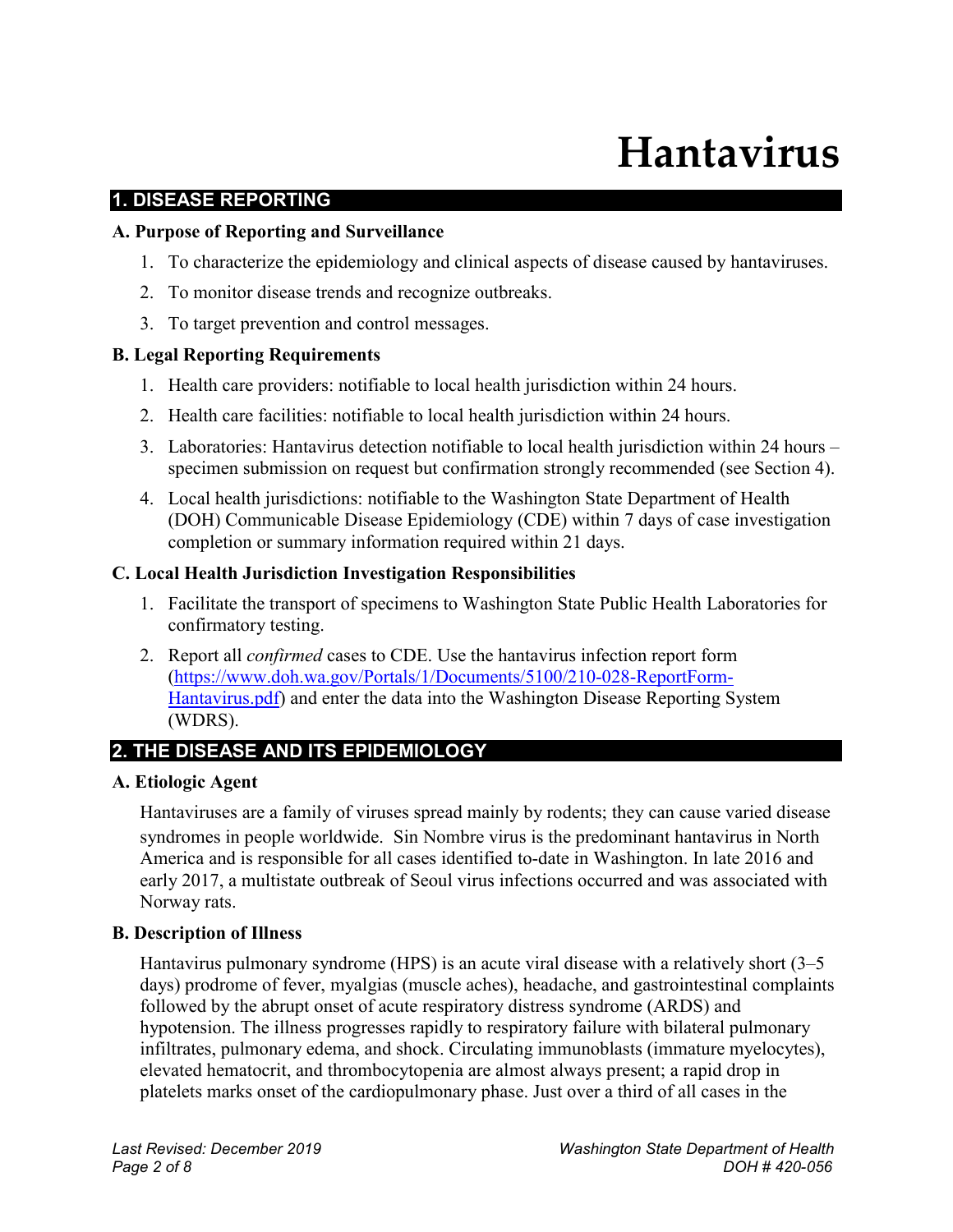# Hantavirus

## 1. DISEASE REPORTING

### A. Purpose of Reporting and Surveillance

1. To characterize the epidemiology and clinical aspects of disease caused by hantaviruses.
2. To monitor disease trends and recognize outbreaks.
3. To target prevention and control messages.

### B. Legal Reporting Requirements

1. Health care providers: notifiable to local health jurisdiction within 24 hours.
2. Health care facilities: notifiable to local health jurisdiction within 24 hours.
3. Laboratories: Hantavirus detection notifiable to local health jurisdiction within 24 hours – specimen submission on request but confirmation strongly recommended (see Section 4).
4. Local health jurisdictions: notifiable to the Washington State Department of Health (DOH) Communicable Disease Epidemiology (CDE) within 7 days of case investigation completion or summary information required within 21 days.

### C. Local Health Jurisdiction Investigation Responsibilities

1. Facilitate the transport of specimens to Washington State Public Health Laboratories for confirmatory testing.
2. Report all *confirmed* cases to CDE. Use the hantavirus infection report form (https://www.doh.wa.gov/Portals/1/Documents/5100/210-028-ReportForm-Hantavirus.pdf) and enter the data into the Washington Disease Reporting System (WDRS).

## 2. THE DISEASE AND ITS EPIDEMIOLOGY

### A. Etiologic Agent

Hantaviruses are a family of viruses spread mainly by rodents; they can cause varied disease syndromes in people worldwide. Sin Nombre virus is the predominant hantavirus in North America and is responsible for all cases identified to-date in Washington. In late 2016 and early 2017, a multistate outbreak of Seoul virus infections occurred and was associated with Norway rats.

### B. Description of Illness

Hantavirus pulmonary syndrome (HPS) is an acute viral disease with a relatively short (3–5 days) prodrome of fever, myalgias (muscle aches), headache, and gastrointestinal complaints followed by the abrupt onset of acute respiratory distress syndrome (ARDS) and hypotension. The illness progresses rapidly to respiratory failure with bilateral pulmonary infiltrates, pulmonary edema, and shock. Circulating immunoblasts (immature myelocytes), elevated hematocrit, and thrombocytopenia are almost always present; a rapid drop in platelets marks onset of the cardiopulmonary phase. Just over a third of all cases in the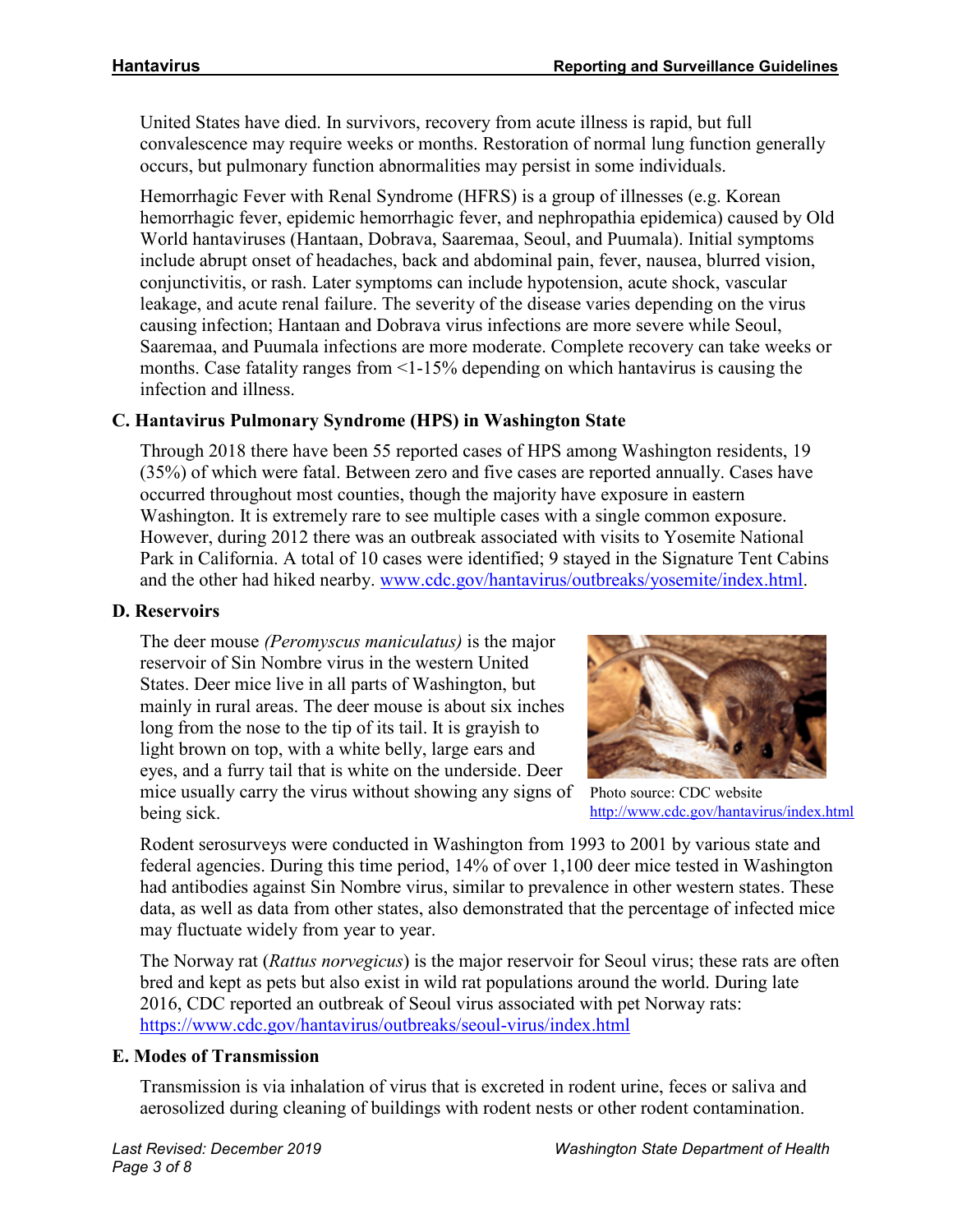United States have died. In survivors, recovery from acute illness is rapid, but full convalescence may require weeks or months. Restoration of normal lung function generally occurs, but pulmonary function abnormalities may persist in some individuals.

Hemorrhagic Fever with Renal Syndrome (HFRS) is a group of illnesses (e.g. Korean hemorrhagic fever, epidemic hemorrhagic fever, and nephropathia epidemica) caused by Old World hantaviruses (Hantaan, Dobrava, Saaremaa, Seoul, and Puumala). Initial symptoms include abrupt onset of headaches, back and abdominal pain, fever, nausea, blurred vision, conjunctivitis, or rash. Later symptoms can include hypotension, acute shock, vascular leakage, and acute renal failure. The severity of the disease varies depending on the virus causing infection; Hantaan and Dobrava virus infections are more severe while Seoul, Saaremaa, and Puumala infections are more moderate. Complete recovery can take weeks or months. Case fatality ranges from <1-15% depending on which hantavirus is causing the infection and illness.

### C. Hantavirus Pulmonary Syndrome (HPS) in Washington State

Through 2018 there have been 55 reported cases of HPS among Washington residents, 19 (35%) of which were fatal. Between zero and five cases are reported annually. Cases have occurred throughout most counties, though the majority have exposure in eastern Washington. It is extremely rare to see multiple cases with a single common exposure. However, during 2012 there was an outbreak associated with visits to Yosemite National Park in California. A total of 10 cases were identified; 9 stayed in the Signature Tent Cabins and the other had hiked nearby. www.cdc.gov/hantavirus/outbreaks/yosemite/index.html.

### D. Reservoirs

The deer mouse *(Peromyscus maniculatus)* is the major reservoir of Sin Nombre virus in the western United States. Deer mice live in all parts of Washington, but mainly in rural areas. The deer mouse is about six inches long from the nose to the tip of its tail. It is grayish to light brown on top, with a white belly, large ears and eyes, and a furry tail that is white on the underside. Deer mice usually carry the virus without showing any signs of being sick.

Photo source: CDC website http://www.cdc.gov/hantavirus/index.html

Rodent serosurveys were conducted in Washington from 1993 to 2001 by various state and federal agencies. During this time period, 14% of over 1,100 deer mice tested in Washington had antibodies against Sin Nombre virus, similar to prevalence in other western states. These data, as well as data from other states, also demonstrated that the percentage of infected mice may fluctuate widely from year to year.

The Norway rat (*Rattus norvegicus*) is the major reservoir for Seoul virus; these rats are often bred and kept as pets but also exist in wild rat populations around the world. During late 2016, CDC reported an outbreak of Seoul virus associated with pet Norway rats: https://www.cdc.gov/hantavirus/outbreaks/seoul-virus/index.html

### E. Modes of Transmission

Transmission is via inhalation of virus that is excreted in rodent urine, feces or saliva and aerosolized during cleaning of buildings with rodent nests or other rodent contamination.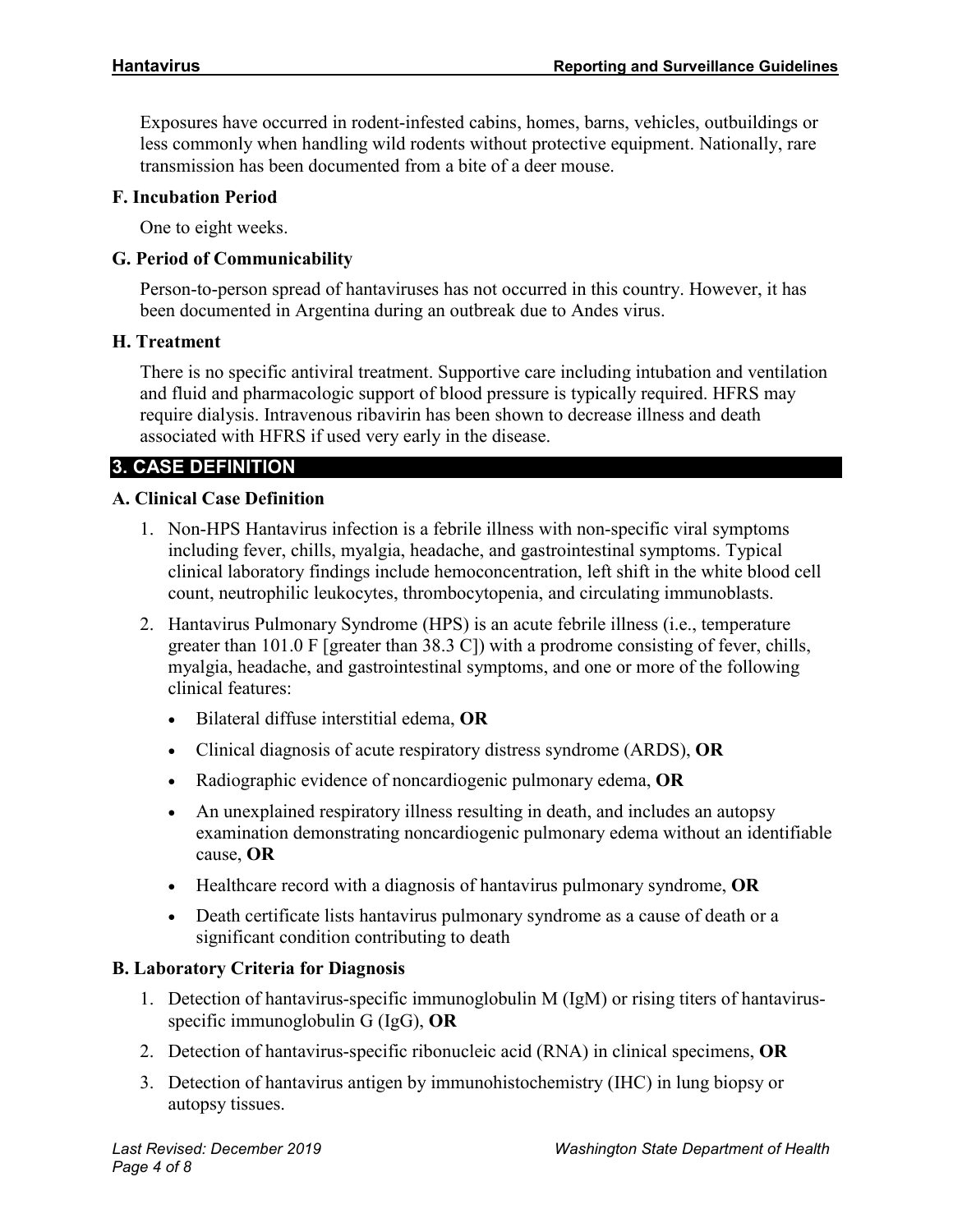Exposures have occurred in rodent-infested cabins, homes, barns, vehicles, outbuildings or less commonly when handling wild rodents without protective equipment. Nationally, rare transmission has been documented from a bite of a deer mouse.

### F. Incubation Period

One to eight weeks.

### G. Period of Communicability

Person-to-person spread of hantaviruses has not occurred in this country. However, it has been documented in Argentina during an outbreak due to Andes virus.

### H. Treatment

There is no specific antiviral treatment. Supportive care including intubation and ventilation and fluid and pharmacologic support of blood pressure is typically required. HFRS may require dialysis. Intravenous ribavirin has been shown to decrease illness and death associated with HFRS if used very early in the disease.

## 3. CASE DEFINITION

### A. Clinical Case Definition

1. Non-HPS Hantavirus infection is a febrile illness with non-specific viral symptoms including fever, chills, myalgia, headache, and gastrointestinal symptoms. Typical clinical laboratory findings include hemoconcentration, left shift in the white blood cell count, neutrophilic leukocytes, thrombocytopenia, and circulating immunoblasts.
2. Hantavirus Pulmonary Syndrome (HPS) is an acute febrile illness (i.e., temperature greater than 101.0 F [greater than 38.3 C]) with a prodrome consisting of fever, chills, myalgia, headache, and gastrointestinal symptoms, and one or more of the following clinical features:
   - Bilateral diffuse interstitial edema, **OR**
   - Clinical diagnosis of acute respiratory distress syndrome (ARDS), **OR**
   - Radiographic evidence of noncardiogenic pulmonary edema, **OR**
   - An unexplained respiratory illness resulting in death, and includes an autopsy examination demonstrating noncardiogenic pulmonary edema without an identifiable cause, **OR**
   - Healthcare record with a diagnosis of hantavirus pulmonary syndrome, **OR**
   - Death certificate lists hantavirus pulmonary syndrome as a cause of death or a significant condition contributing to death

### B. Laboratory Criteria for Diagnosis

1. Detection of hantavirus-specific immunoglobulin M (IgM) or rising titers of hantavirus-specific immunoglobulin G (IgG), **OR**
2. Detection of hantavirus-specific ribonucleic acid (RNA) in clinical specimens, **OR**
3. Detection of hantavirus antigen by immunohistochemistry (IHC) in lung biopsy or autopsy tissues.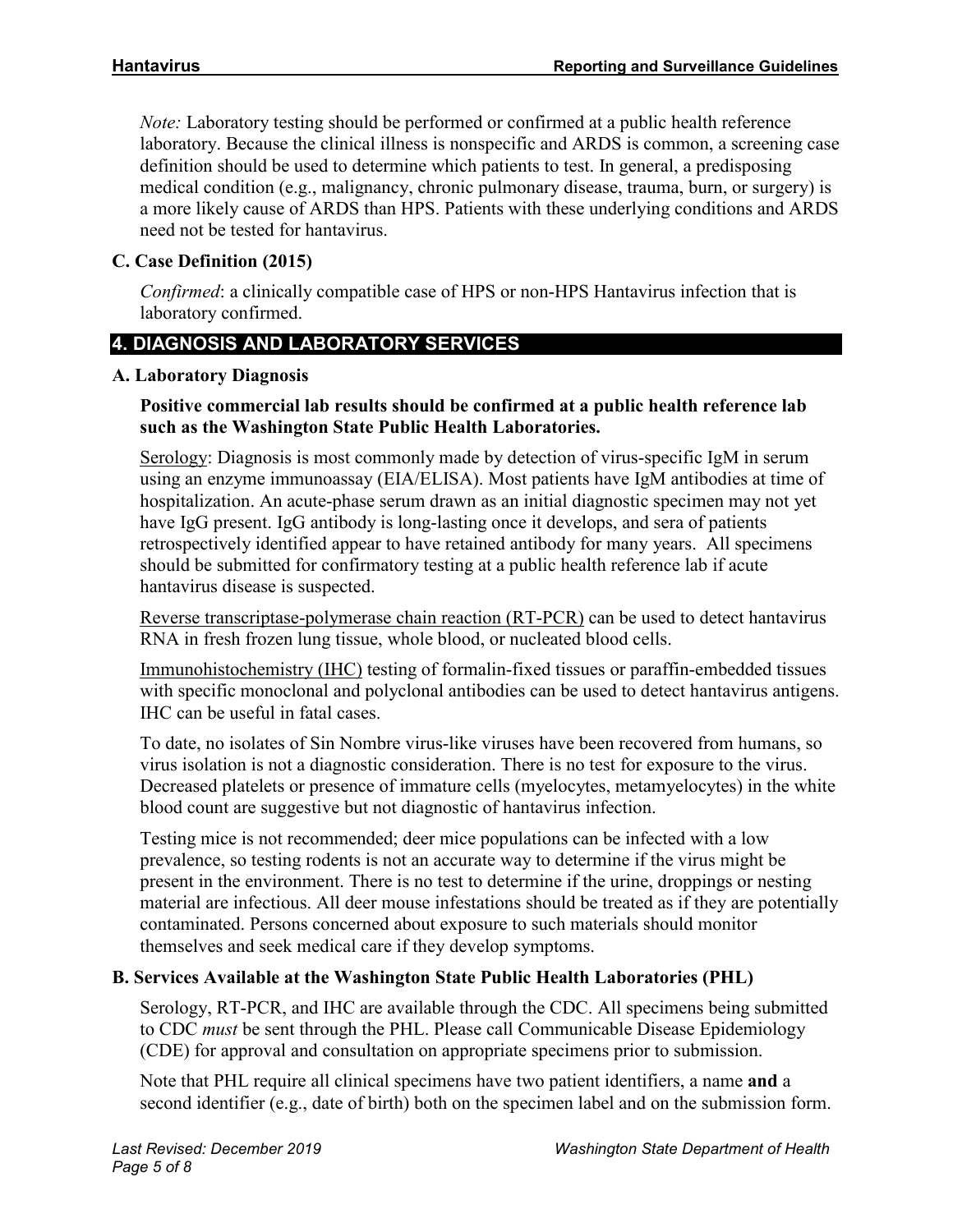*Note:* Laboratory testing should be performed or confirmed at a public health reference laboratory. Because the clinical illness is nonspecific and ARDS is common, a screening case definition should be used to determine which patients to test. In general, a predisposing medical condition (e.g., malignancy, chronic pulmonary disease, trauma, burn, or surgery) is a more likely cause of ARDS than HPS. Patients with these underlying conditions and ARDS need not be tested for hantavirus.

### C. Case Definition (2015)

*Confirmed*: a clinically compatible case of HPS or non-HPS Hantavirus infection that is laboratory confirmed.

## 4. DIAGNOSIS AND LABORATORY SERVICES

### A. Laboratory Diagnosis

**Positive commercial lab results should be confirmed at a public health reference lab such as the Washington State Public Health Laboratories.**

Serology: Diagnosis is most commonly made by detection of virus-specific IgM in serum using an enzyme immunoassay (EIA/ELISA). Most patients have IgM antibodies at time of hospitalization. An acute-phase serum drawn as an initial diagnostic specimen may not yet have IgG present. IgG antibody is long-lasting once it develops, and sera of patients retrospectively identified appear to have retained antibody for many years. All specimens should be submitted for confirmatory testing at a public health reference lab if acute hantavirus disease is suspected.

Reverse transcriptase-polymerase chain reaction (RT-PCR) can be used to detect hantavirus RNA in fresh frozen lung tissue, whole blood, or nucleated blood cells.

Immunohistochemistry (IHC) testing of formalin-fixed tissues or paraffin-embedded tissues with specific monoclonal and polyclonal antibodies can be used to detect hantavirus antigens. IHC can be useful in fatal cases.

To date, no isolates of Sin Nombre virus-like viruses have been recovered from humans, so virus isolation is not a diagnostic consideration. There is no test for exposure to the virus. Decreased platelets or presence of immature cells (myelocytes, metamyelocytes) in the white blood count are suggestive but not diagnostic of hantavirus infection.

Testing mice is not recommended; deer mice populations can be infected with a low prevalence, so testing rodents is not an accurate way to determine if the virus might be present in the environment. There is no test to determine if the urine, droppings or nesting material are infectious. All deer mouse infestations should be treated as if they are potentially contaminated. Persons concerned about exposure to such materials should monitor themselves and seek medical care if they develop symptoms.

### B. Services Available at the Washington State Public Health Laboratories (PHL)

Serology, RT-PCR, and IHC are available through the CDC. All specimens being submitted to CDC *must* be sent through the PHL. Please call Communicable Disease Epidemiology (CDE) for approval and consultation on appropriate specimens prior to submission.

Note that PHL require all clinical specimens have two patient identifiers, a name **and** a second identifier (e.g., date of birth) both on the specimen label and on the submission form.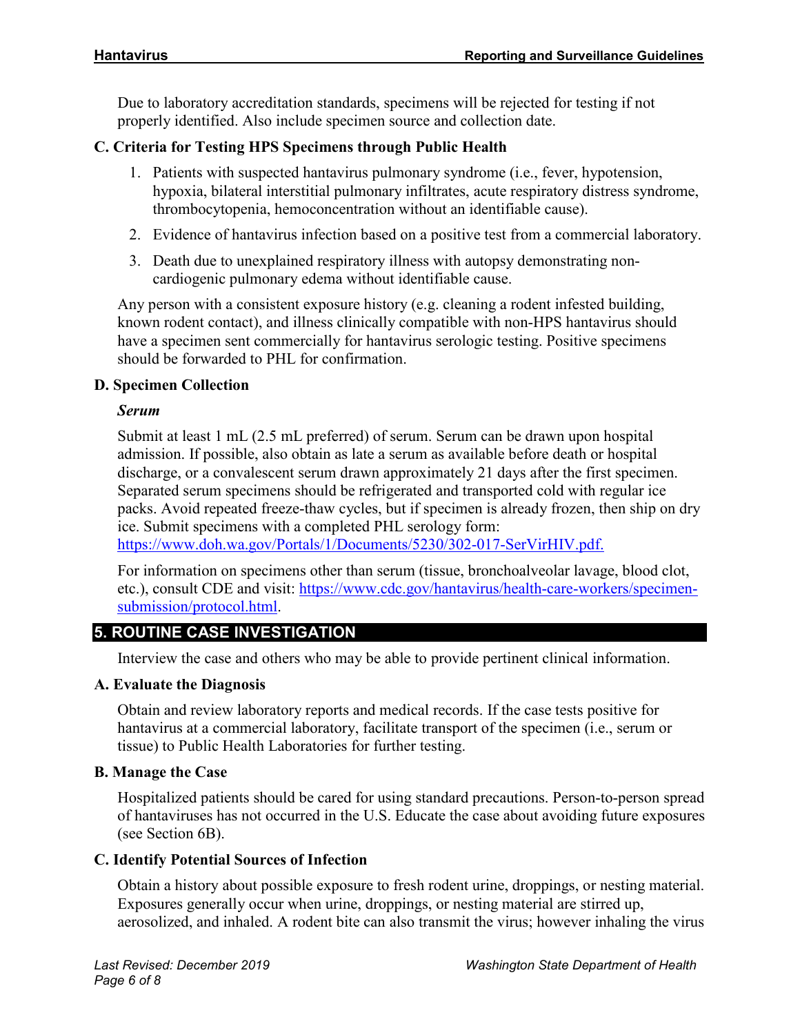Due to laboratory accreditation standards, specimens will be rejected for testing if not properly identified. Also include specimen source and collection date.

### C. Criteria for Testing HPS Specimens through Public Health

1. Patients with suspected hantavirus pulmonary syndrome (i.e., fever, hypotension, hypoxia, bilateral interstitial pulmonary infiltrates, acute respiratory distress syndrome, thrombocytopenia, hemoconcentration without an identifiable cause).
2. Evidence of hantavirus infection based on a positive test from a commercial laboratory.
3. Death due to unexplained respiratory illness with autopsy demonstrating non-cardiogenic pulmonary edema without identifiable cause.

Any person with a consistent exposure history (e.g. cleaning a rodent infested building, known rodent contact), and illness clinically compatible with non-HPS hantavirus should have a specimen sent commercially for hantavirus serologic testing. Positive specimens should be forwarded to PHL for confirmation.

### D. Specimen Collection

***Serum***

Submit at least 1 mL (2.5 mL preferred) of serum. Serum can be drawn upon hospital admission. If possible, also obtain as late a serum as available before death or hospital discharge, or a convalescent serum drawn approximately 21 days after the first specimen. Separated serum specimens should be refrigerated and transported cold with regular ice packs. Avoid repeated freeze-thaw cycles, but if specimen is already frozen, then ship on dry ice. Submit specimens with a completed PHL serology form: https://www.doh.wa.gov/Portals/1/Documents/5230/302-017-SerVirHIV.pdf.

For information on specimens other than serum (tissue, bronchoalveolar lavage, blood clot, etc.), consult CDE and visit: https://www.cdc.gov/hantavirus/health-care-workers/specimen-submission/protocol.html.

## 5. ROUTINE CASE INVESTIGATION

Interview the case and others who may be able to provide pertinent clinical information.

### A. Evaluate the Diagnosis

Obtain and review laboratory reports and medical records. If the case tests positive for hantavirus at a commercial laboratory, facilitate transport of the specimen (i.e., serum or tissue) to Public Health Laboratories for further testing.

### B. Manage the Case

Hospitalized patients should be cared for using standard precautions. Person-to-person spread of hantaviruses has not occurred in the U.S. Educate the case about avoiding future exposures (see Section 6B).

### C. Identify Potential Sources of Infection

Obtain a history about possible exposure to fresh rodent urine, droppings, or nesting material. Exposures generally occur when urine, droppings, or nesting material are stirred up, aerosolized, and inhaled. A rodent bite can also transmit the virus; however inhaling the virus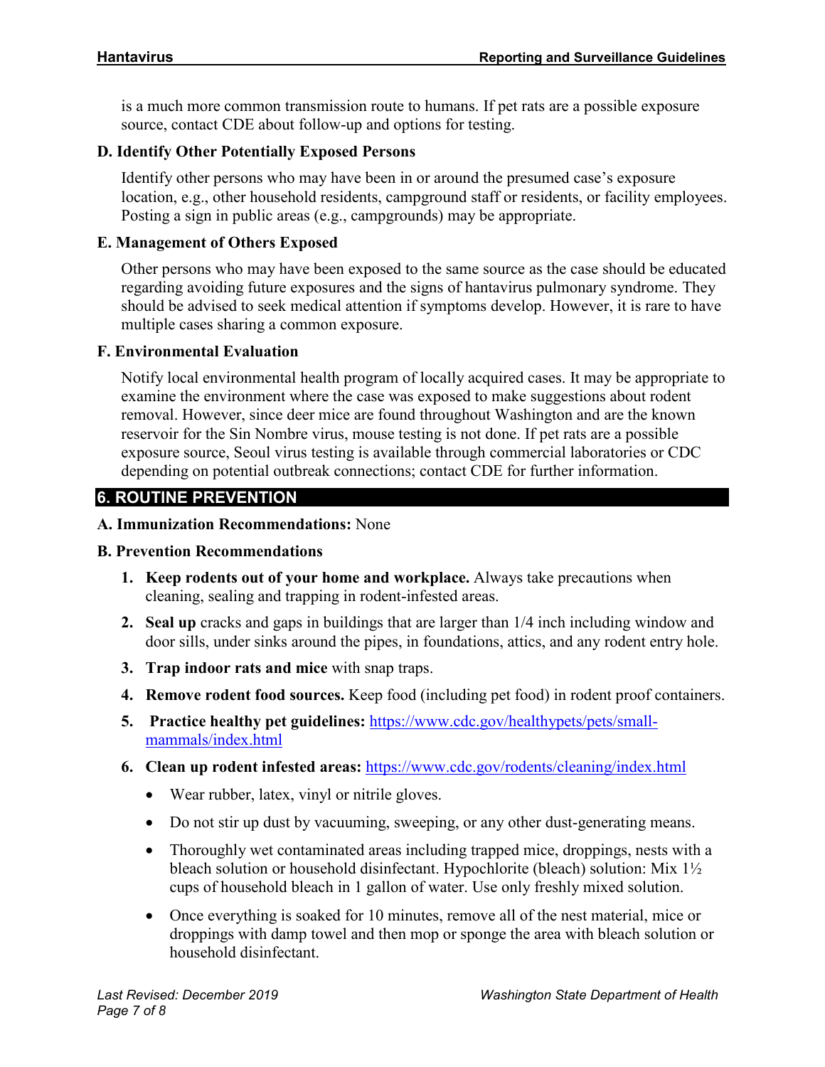is a much more common transmission route to humans. If pet rats are a possible exposure source, contact CDE about follow-up and options for testing.

### D. Identify Other Potentially Exposed Persons

Identify other persons who may have been in or around the presumed case's exposure location, e.g., other household residents, campground staff or residents, or facility employees. Posting a sign in public areas (e.g., campgrounds) may be appropriate.

### E. Management of Others Exposed

Other persons who may have been exposed to the same source as the case should be educated regarding avoiding future exposures and the signs of hantavirus pulmonary syndrome. They should be advised to seek medical attention if symptoms develop. However, it is rare to have multiple cases sharing a common exposure.

### F. Environmental Evaluation

Notify local environmental health program of locally acquired cases. It may be appropriate to examine the environment where the case was exposed to make suggestions about rodent removal. However, since deer mice are found throughout Washington and are the known reservoir for the Sin Nombre virus, mouse testing is not done. If pet rats are a possible exposure source, Seoul virus testing is available through commercial laboratories or CDC depending on potential outbreak connections; contact CDE for further information.

## 6. ROUTINE PREVENTION

**A. Immunization Recommendations:** None

### B. Prevention Recommendations

1. **Keep rodents out of your home and workplace.** Always take precautions when cleaning, sealing and trapping in rodent-infested areas.
2. **Seal up** cracks and gaps in buildings that are larger than 1/4 inch including window and door sills, under sinks around the pipes, in foundations, attics, and any rodent entry hole.
3. **Trap indoor rats and mice** with snap traps.
4. **Remove rodent food sources.** Keep food (including pet food) in rodent proof containers.
5. **Practice healthy pet guidelines:** https://www.cdc.gov/healthypets/pets/small-mammals/index.html
6. **Clean up rodent infested areas:** https://www.cdc.gov/rodents/cleaning/index.html
   - Wear rubber, latex, vinyl or nitrile gloves.
   - Do not stir up dust by vacuuming, sweeping, or any other dust-generating means.
   - Thoroughly wet contaminated areas including trapped mice, droppings, nests with a bleach solution or household disinfectant. Hypochlorite (bleach) solution: Mix 1½ cups of household bleach in 1 gallon of water. Use only freshly mixed solution.
   - Once everything is soaked for 10 minutes, remove all of the nest material, mice or droppings with damp towel and then mop or sponge the area with bleach solution or household disinfectant.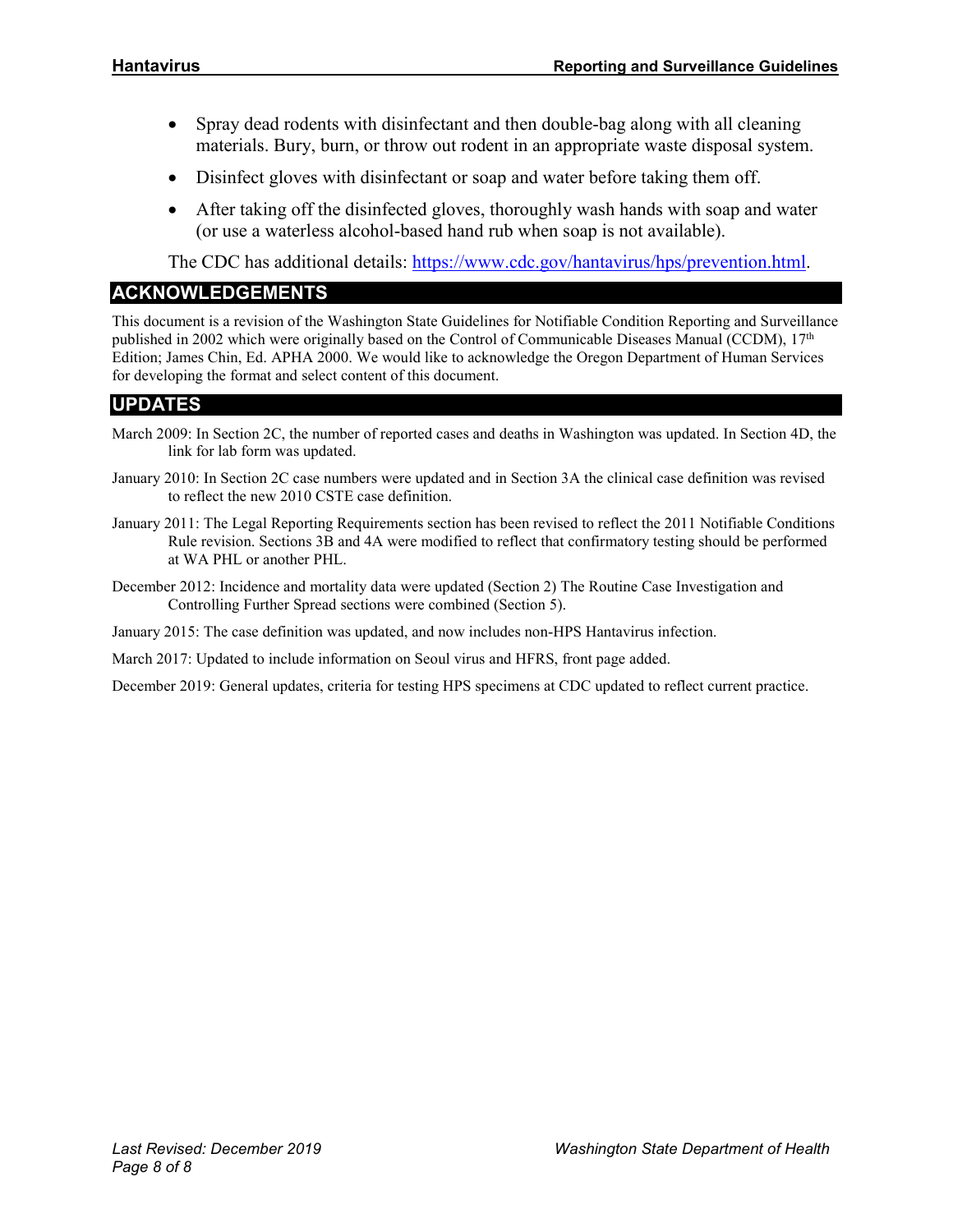- Spray dead rodents with disinfectant and then double-bag along with all cleaning materials. Bury, burn, or throw out rodent in an appropriate waste disposal system.
- Disinfect gloves with disinfectant or soap and water before taking them off.
- After taking off the disinfected gloves, thoroughly wash hands with soap and water (or use a waterless alcohol-based hand rub when soap is not available).

The CDC has additional details: [https://www.cdc.gov/hantavirus/hps/prevention.html](https://www.cdc.gov/hantavirus/hps/prevention.html).

## ACKNOWLEDGEMENTS

This document is a revision of the Washington State Guidelines for Notifiable Condition Reporting and Surveillance published in 2002 which were originally based on the Control of Communicable Diseases Manual (CCDM), 17th Edition; James Chin, Ed. APHA 2000. We would like to acknowledge the Oregon Department of Human Services for developing the format and select content of this document.

## UPDATES

March 2009: In Section 2C, the number of reported cases and deaths in Washington was updated. In Section 4D, the link for lab form was updated.

January 2010: In Section 2C case numbers were updated and in Section 3A the clinical case definition was revised to reflect the new 2010 CSTE case definition.

January 2011: The Legal Reporting Requirements section has been revised to reflect the 2011 Notifiable Conditions Rule revision. Sections 3B and 4A were modified to reflect that confirmatory testing should be performed at WA PHL or another PHL.

December 2012: Incidence and mortality data were updated (Section 2) The Routine Case Investigation and Controlling Further Spread sections were combined (Section 5).

January 2015: The case definition was updated, and now includes non-HPS Hantavirus infection.

March 2017: Updated to include information on Seoul virus and HFRS, front page added.

December 2019: General updates, criteria for testing HPS specimens at CDC updated to reflect current practice.